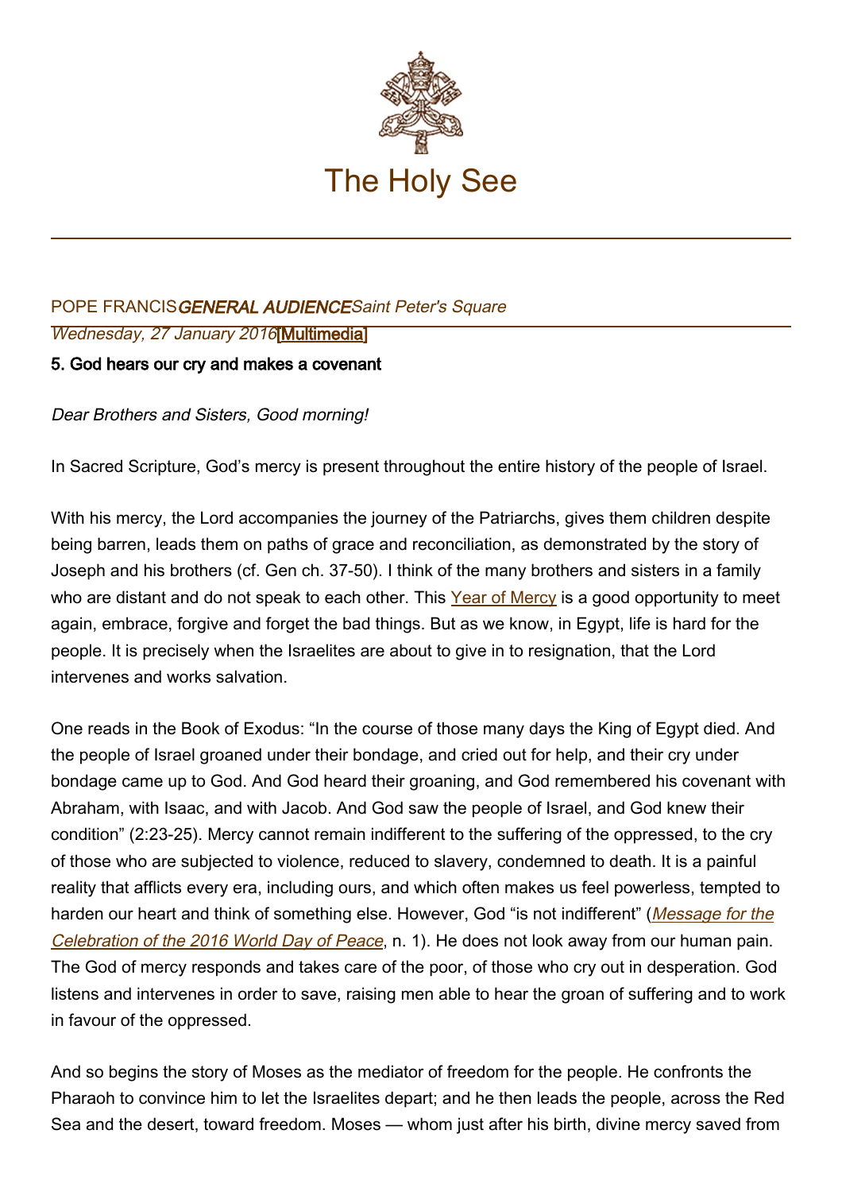# The Holy See

POPE FRANCIS *GENERAL AUDIENCE* *Saint Peter's Square*

*Wednesday, 27 January 2016* [Multimedia]

**5. God hears our cry and makes a covenant**

*Dear Brothers and Sisters, Good morning!*

In Sacred Scripture, God's mercy is present throughout the entire history of the people of Israel.

With his mercy, the Lord accompanies the journey of the Patriarchs, gives them children despite being barren, leads them on paths of grace and reconciliation, as demonstrated by the story of Joseph and his brothers (cf. Gen ch. 37-50). I think of the many brothers and sisters in a family who are distant and do not speak to each other. This Year of Mercy is a good opportunity to meet again, embrace, forgive and forget the bad things. But as we know, in Egypt, life is hard for the people. It is precisely when the Israelites are about to give in to resignation, that the Lord intervenes and works salvation.

One reads in the Book of Exodus: "In the course of those many days the King of Egypt died. And the people of Israel groaned under their bondage, and cried out for help, and their cry under bondage came up to God. And God heard their groaning, and God remembered his covenant with Abraham, with Isaac, and with Jacob. And God saw the people of Israel, and God knew their condition" (2:23-25). Mercy cannot remain indifferent to the suffering of the oppressed, to the cry of those who are subjected to violence, reduced to slavery, condemned to death. It is a painful reality that afflicts every era, including ours, and which often makes us feel powerless, tempted to harden our heart and think of something else. However, God "is not indifferent" (*Message for the Celebration of the 2016 World Day of Peace*, n. 1). He does not look away from our human pain. The God of mercy responds and takes care of the poor, of those who cry out in desperation. God listens and intervenes in order to save, raising men able to hear the groan of suffering and to work in favour of the oppressed.

And so begins the story of Moses as the mediator of freedom for the people. He confronts the Pharaoh to convince him to let the Israelites depart; and he then leads the people, across the Red Sea and the desert, toward freedom. Moses — whom just after his birth, divine mercy saved from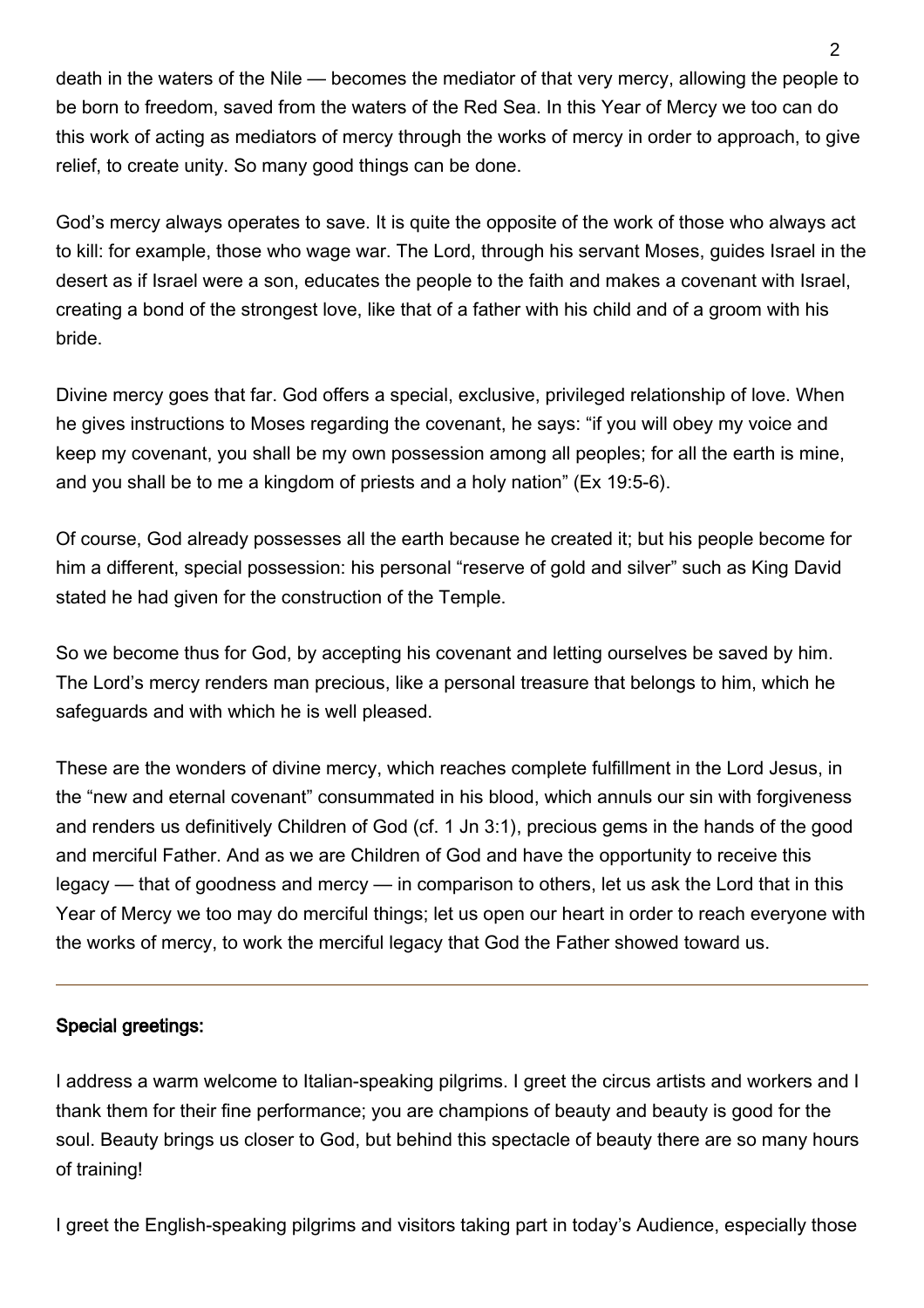death in the waters of the Nile — becomes the mediator of that very mercy, allowing the people to be born to freedom, saved from the waters of the Red Sea. In this Year of Mercy we too can do this work of acting as mediators of mercy through the works of mercy in order to approach, to give relief, to create unity. So many good things can be done.

God's mercy always operates to save. It is quite the opposite of the work of those who always act to kill: for example, those who wage war. The Lord, through his servant Moses, guides Israel in the desert as if Israel were a son, educates the people to the faith and makes a covenant with Israel, creating a bond of the strongest love, like that of a father with his child and of a groom with his bride.

Divine mercy goes that far. God offers a special, exclusive, privileged relationship of love. When he gives instructions to Moses regarding the covenant, he says: "if you will obey my voice and keep my covenant, you shall be my own possession among all peoples; for all the earth is mine, and you shall be to me a kingdom of priests and a holy nation" (Ex 19:5-6).

Of course, God already possesses all the earth because he created it; but his people become for him a different, special possession: his personal "reserve of gold and silver" such as King David stated he had given for the construction of the Temple.

So we become thus for God, by accepting his covenant and letting ourselves be saved by him. The Lord's mercy renders man precious, like a personal treasure that belongs to him, which he safeguards and with which he is well pleased.

These are the wonders of divine mercy, which reaches complete fulfillment in the Lord Jesus, in the "new and eternal covenant" consummated in his blood, which annuls our sin with forgiveness and renders us definitively Children of God (cf. 1 Jn 3:1), precious gems in the hands of the good and merciful Father. And as we are Children of God and have the opportunity to receive this legacy — that of goodness and mercy — in comparison to others, let us ask the Lord that in this Year of Mercy we too may do merciful things; let us open our heart in order to reach everyone with the works of mercy, to work the merciful legacy that God the Father showed toward us.

---

**Special greetings:**

I address a warm welcome to Italian-speaking pilgrims. I greet the circus artists and workers and I thank them for their fine performance; you are champions of beauty and beauty is good for the soul. Beauty brings us closer to God, but behind this spectacle of beauty there are so many hours of training!

I greet the English-speaking pilgrims and visitors taking part in today's Audience, especially those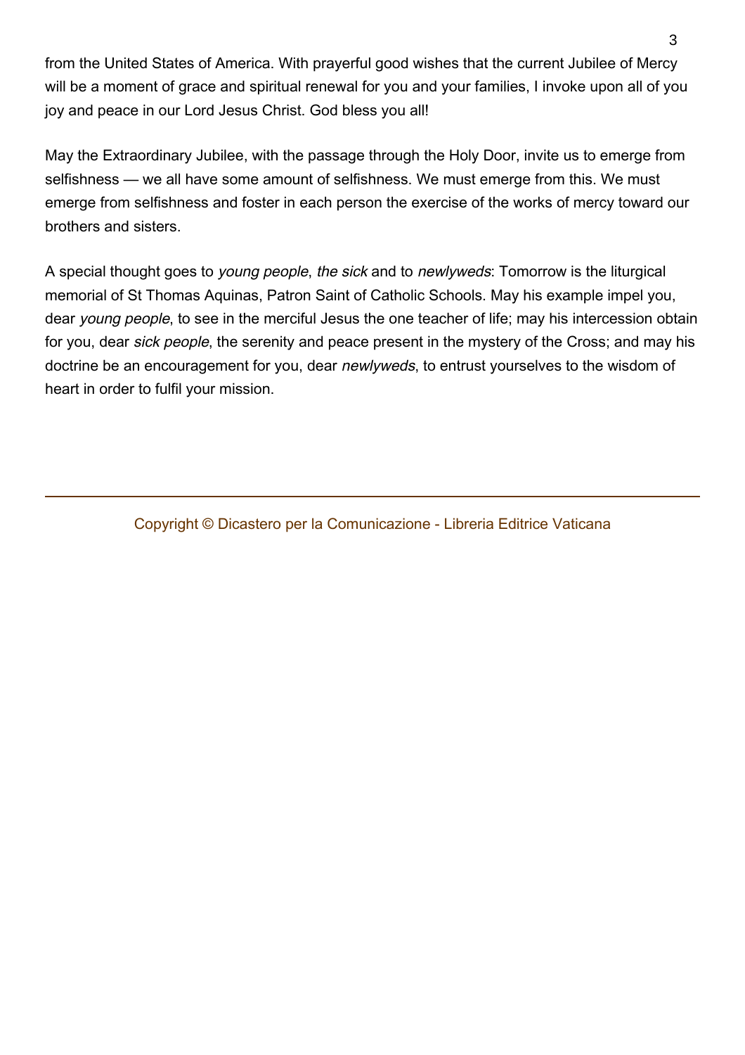from the United States of America. With prayerful good wishes that the current Jubilee of Mercy will be a moment of grace and spiritual renewal for you and your families, I invoke upon all of you joy and peace in our Lord Jesus Christ. God bless you all!

May the Extraordinary Jubilee, with the passage through the Holy Door, invite us to emerge from selfishness — we all have some amount of selfishness. We must emerge from this. We must emerge from selfishness and foster in each person the exercise of the works of mercy toward our brothers and sisters.

A special thought goes to *young people*, *the sick* and to *newlyweds*: Tomorrow is the liturgical memorial of St Thomas Aquinas, Patron Saint of Catholic Schools. May his example impel you, dear *young people*, to see in the merciful Jesus the one teacher of life; may his intercession obtain for you, dear *sick people*, the serenity and peace present in the mystery of the Cross; and may his doctrine be an encouragement for you, dear *newlyweds*, to entrust yourselves to the wisdom of heart in order to fulfil your mission.

---

Copyright © Dicastero per la Comunicazione - Libreria Editrice Vaticana